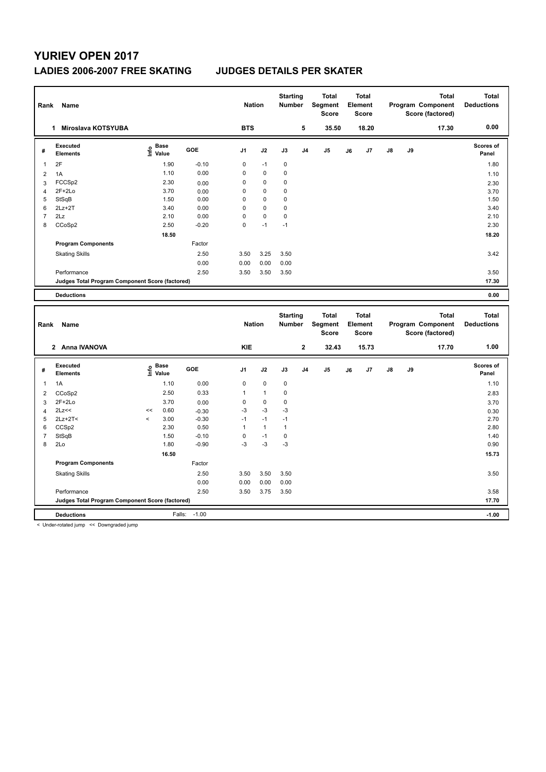# YURIEV OPEN 2017

## LADIES 2006-2007 FREE SKATING JUDGES DETAILS PER SKATER

| Rank | Name | Nation | Starting Number | Total Segment Score | Total Element Score | Total Program Component Score (factored) | Total Deductions |
|---|---|---|---|---|---|---|---|
| 1 | Miroslava KOTSYUBA | BTS | 5 | 35.50 | 18.20 | 17.30 | 0.00 |

| # | Executed Elements | Info | Base Value | GOE | J1 | J2 | J3 | J4 | J5 | J6 | J7 | J8 | J9 | Scores of Panel |
|---|---|---|---|---|---|---|---|---|---|---|---|---|---|---|
| 1 | 2F | | 1.90 | -0.10 | 0 | -1 | 0 | | | | | | | 1.80 |
| 2 | 1A | | 1.10 | 0.00 | 0 | 0 | 0 | | | | | | | 1.10 |
| 3 | FCCSp2 | | 2.30 | 0.00 | 0 | 0 | 0 | | | | | | | 2.30 |
| 4 | 2F+2Lo | | 3.70 | 0.00 | 0 | 0 | 0 | | | | | | | 3.70 |
| 5 | StSqB | | 1.50 | 0.00 | 0 | 0 | 0 | | | | | | | 1.50 |
| 6 | 2Lz+2T | | 3.40 | 0.00 | 0 | 0 | 0 | | | | | | | 3.40 |
| 7 | 2Lz | | 2.10 | 0.00 | 0 | 0 | 0 | | | | | | | 2.10 |
| 8 | CCoSp2 | | 2.50 | -0.20 | 0 | -1 | -1 | | | | | | | 2.30 |
| | | | 18.50 | | | | | | | | | | | 18.20 |
| | **Program Components** | | | Factor | | | | | | | | | | |
| | Skating Skills | | | 2.50 | 3.50 | 3.25 | 3.50 | | | | | | | 3.42 |
| | | | | 0.00 | 0.00 | 0.00 | 0.00 | | | | | | | |
| | Performance | | | 2.50 | 3.50 | 3.50 | 3.50 | | | | | | | 3.50 |
| | **Judges Total Program Component Score (factored)** | | | | | | | | | | | | | 17.30 |
| | **Deductions** | | | | | | | | | | | | | 0.00 |

| Rank | Name | Nation | Starting Number | Total Segment Score | Total Element Score | Total Program Component Score (factored) | Total Deductions |
|---|---|---|---|---|---|---|---|
| 2 | Anna IVANOVA | KIE | 2 | 32.43 | 15.73 | 17.70 | 1.00 |

| # | Executed Elements | Info | Base Value | GOE | J1 | J2 | J3 | J4 | J5 | J6 | J7 | J8 | J9 | Scores of Panel |
|---|---|---|---|---|---|---|---|---|---|---|---|---|---|---|
| 1 | 1A | | 1.10 | 0.00 | 0 | 0 | 0 | | | | | | | 1.10 |
| 2 | CCoSp2 | | 2.50 | 0.33 | 1 | 1 | 0 | | | | | | | 2.83 |
| 3 | 2F+2Lo | | 3.70 | 0.00 | 0 | 0 | 0 | | | | | | | 3.70 |
| 4 | 2Lz<< | << | 0.60 | -0.30 | -3 | -3 | -3 | | | | | | | 0.30 |
| 5 | 2Lz+2T< | < | 3.00 | -0.30 | -1 | -1 | -1 | | | | | | | 2.70 |
| 6 | CCSp2 | | 2.30 | 0.50 | 1 | 1 | 1 | | | | | | | 2.80 |
| 7 | StSqB | | 1.50 | -0.10 | 0 | -1 | 0 | | | | | | | 1.40 |
| 8 | 2Lo | | 1.80 | -0.90 | -3 | -3 | -3 | | | | | | | 0.90 |
| | | | 16.50 | | | | | | | | | | | 15.73 |
| | **Program Components** | | | Factor | | | | | | | | | | |
| | Skating Skills | | | 2.50 | 3.50 | 3.50 | 3.50 | | | | | | | 3.50 |
| | | | | 0.00 | 0.00 | 0.00 | 0.00 | | | | | | | |
| | Performance | | | 2.50 | 3.50 | 3.75 | 3.50 | | | | | | | 3.58 |
| | **Judges Total Program Component Score (factored)** | | | | | | | | | | | | | 17.70 |
| | **Deductions** | | Falls: | -1.00 | | | | | | | | | | -1.00 |

< Under-rotated jump << Downgraded jump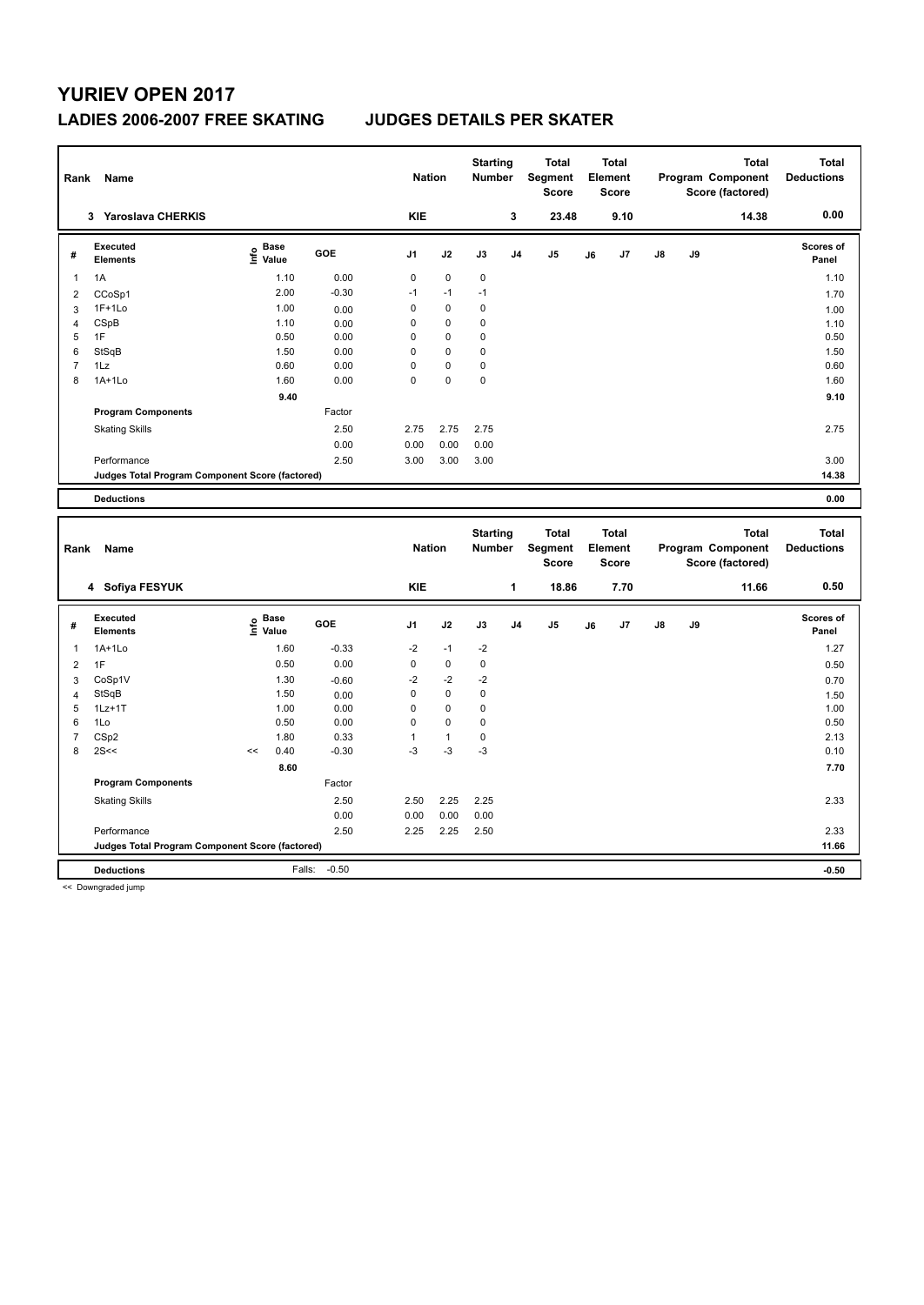# YURIEV OPEN 2017

## LADIES 2006-2007 FREE SKATING JUDGES DETAILS PER SKATER

| Rank | Name | Nation | Starting Number | Total Segment Score | Total Element Score | Total Program Component Score (factored) | Total Deductions |
|---|---|---|---|---|---|---|---|
| 3 | Yaroslava CHERKIS | KIE | 3 | 23.48 | 9.10 | 14.38 | 0.00 |

| # | Executed Elements | Info | Base Value | GOE | J1 | J2 | J3 | J4 | J5 | J6 | J7 | J8 | J9 | Scores of Panel |
|---|---|---|---|---|---|---|---|---|---|---|---|---|---|---|
| 1 | 1A | | 1.10 | 0.00 | 0 | 0 | 0 | | | | | | | 1.10 |
| 2 | CCoSp1 | | 2.00 | -0.30 | -1 | -1 | -1 | | | | | | | 1.70 |
| 3 | 1F+1Lo | | 1.00 | 0.00 | 0 | 0 | 0 | | | | | | | 1.00 |
| 4 | CSpB | | 1.10 | 0.00 | 0 | 0 | 0 | | | | | | | 1.10 |
| 5 | 1F | | 0.50 | 0.00 | 0 | 0 | 0 | | | | | | | 0.50 |
| 6 | StSqB | | 1.50 | 0.00 | 0 | 0 | 0 | | | | | | | 1.50 |
| 7 | 1Lz | | 0.60 | 0.00 | 0 | 0 | 0 | | | | | | | 0.60 |
| 8 | 1A+1Lo | | 1.60 | 0.00 | 0 | 0 | 0 | | | | | | | 1.60 |
| | | | 9.40 | | | | | | | | | | | 9.10 |
| | Program Components | | | Factor | | | | | | | | | | |
| | Skating Skills | | | 2.50 | 2.75 | 2.75 | 2.75 | | | | | | | 2.75 |
| | | | | 0.00 | 0.00 | 0.00 | 0.00 | | | | | | | |
| | Performance | | | 2.50 | 3.00 | 3.00 | 3.00 | | | | | | | 3.00 |
| | Judges Total Program Component Score (factored) | | | | | | | | | | | | | 14.38 |
| | Deductions | | | | | | | | | | | | | 0.00 |

| Rank | Name | Nation | Starting Number | Total Segment Score | Total Element Score | Total Program Component Score (factored) | Total Deductions |
|---|---|---|---|---|---|---|---|
| 4 | Sofiya FESYUK | KIE | 1 | 18.86 | 7.70 | 11.66 | 0.50 |

| # | Executed Elements | Info | Base Value | GOE | J1 | J2 | J3 | J4 | J5 | J6 | J7 | J8 | J9 | Scores of Panel |
|---|---|---|---|---|---|---|---|---|---|---|---|---|---|---|
| 1 | 1A+1Lo | | 1.60 | -0.33 | -2 | -1 | -2 | | | | | | | 1.27 |
| 2 | 1F | | 0.50 | 0.00 | 0 | 0 | 0 | | | | | | | 0.50 |
| 3 | CoSp1V | | 1.30 | -0.60 | -2 | -2 | -2 | | | | | | | 0.70 |
| 4 | StSqB | | 1.50 | 0.00 | 0 | 0 | 0 | | | | | | | 1.50 |
| 5 | 1Lz+1T | | 1.00 | 0.00 | 0 | 0 | 0 | | | | | | | 1.00 |
| 6 | 1Lo | | 0.50 | 0.00 | 0 | 0 | 0 | | | | | | | 0.50 |
| 7 | CSp2 | | 1.80 | 0.33 | 1 | 1 | 0 | | | | | | | 2.13 |
| 8 | 2S<< | << | 0.40 | -0.30 | -3 | -3 | -3 | | | | | | | 0.10 |
| | | | 8.60 | | | | | | | | | | | 7.70 |
| | Program Components | | | Factor | | | | | | | | | | |
| | Skating Skills | | | 2.50 | 2.50 | 2.25 | 2.25 | | | | | | | 2.33 |
| | | | | 0.00 | 0.00 | 0.00 | 0.00 | | | | | | | |
| | Performance | | | 2.50 | 2.25 | 2.25 | 2.50 | | | | | | | 2.33 |
| | Judges Total Program Component Score (factored) | | | | | | | | | | | | | 11.66 |
| | Deductions | | | Falls: -0.50 | | | | | | | | | | -0.50 |

<< Downgraded jump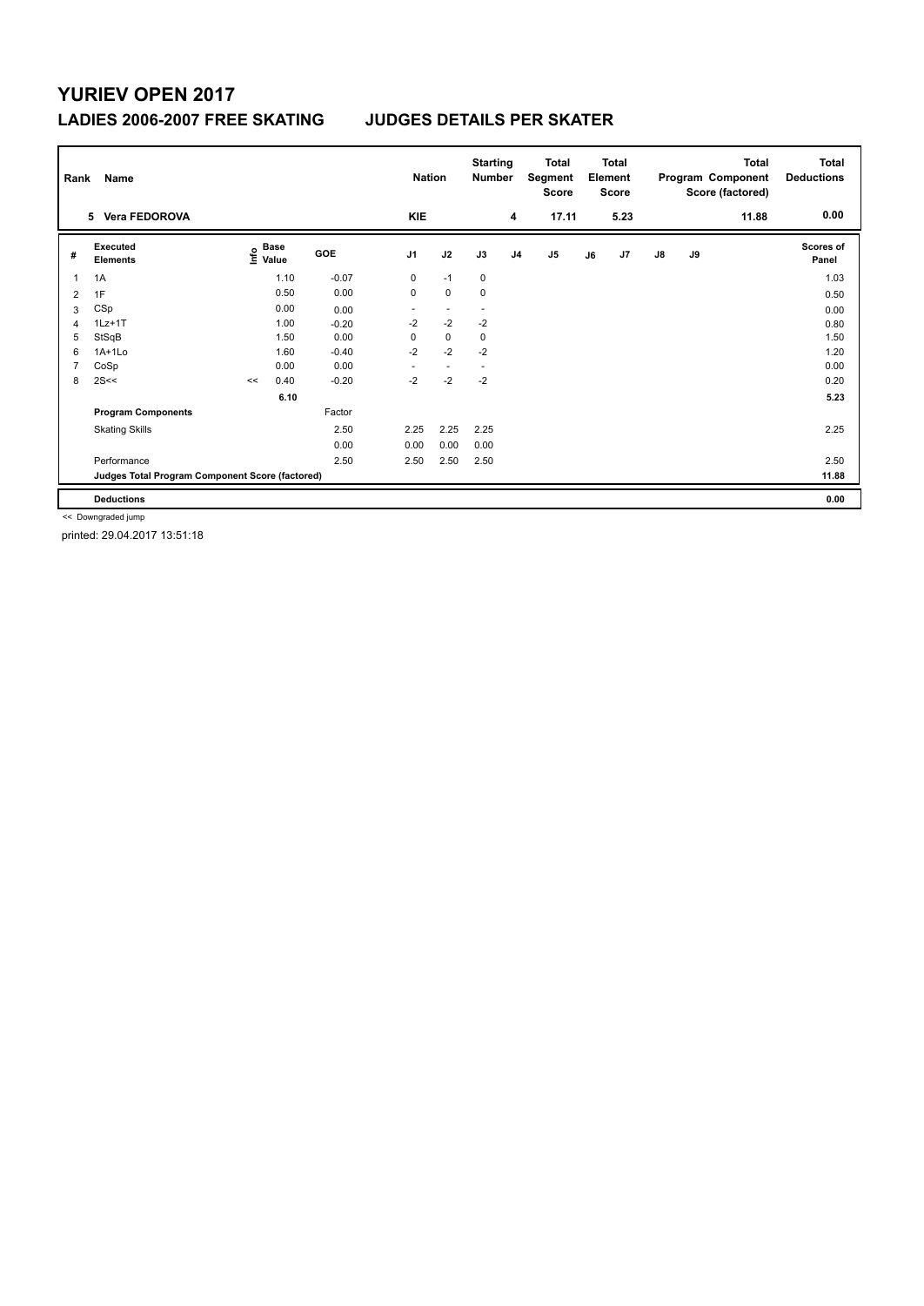# YURIEV OPEN 2017

## LADIES 2006-2007 FREE SKATING JUDGES DETAILS PER SKATER

| Rank | Name | Nation | Starting Number | Total Segment Score | Total Element Score | Total Program Component Score (factored) | Total Deductions |
|---|---|---|---|---|---|---|---|
| 5 | Vera FEDOROVA | KIE | 4 | 17.11 | 5.23 | 11.88 | 0.00 |

| # | Executed Elements | Info | Base Value | GOE | J1 | J2 | J3 | J4 | J5 | J6 | J7 | J8 | J9 | Scores of Panel |
|---|---|---|---|---|---|---|---|---|---|---|---|---|---|---|
| 1 | 1A | | 1.10 | -0.07 | 0 | -1 | 0 | | | | | | | 1.03 |
| 2 | 1F | | 0.50 | 0.00 | 0 | 0 | 0 | | | | | | | 0.50 |
| 3 | CSp | | 0.00 | 0.00 | - | - | - | | | | | | | 0.00 |
| 4 | 1Lz+1T | | 1.00 | -0.20 | -2 | -2 | -2 | | | | | | | 0.80 |
| 5 | StSqB | | 1.50 | 0.00 | 0 | 0 | 0 | | | | | | | 1.50 |
| 6 | 1A+1Lo | | 1.60 | -0.40 | -2 | -2 | -2 | | | | | | | 1.20 |
| 7 | CoSp | | 0.00 | 0.00 | - | - | - | | | | | | | 0.00 |
| 8 | 2S<< | << | 0.40 | -0.20 | -2 | -2 | -2 | | | | | | | 0.20 |
| | | | 6.10 | | | | | | | | | | | 5.23 |
| | **Program Components** | | | Factor | | | | | | | | | | |
| | Skating Skills | | | 2.50 | 2.25 | 2.25 | 2.25 | | | | | | | 2.25 |
| | | | | 0.00 | 0.00 | 0.00 | 0.00 | | | | | | | |
| | Performance | | | 2.50 | 2.50 | 2.50 | 2.50 | | | | | | | 2.50 |
| | **Judges Total Program Component Score (factored)** | | | | | | | | | | | | | 11.88 |
| | **Deductions** | | | | | | | | | | | | | 0.00 |

<< Downgraded jump

printed: 29.04.2017 13:51:18